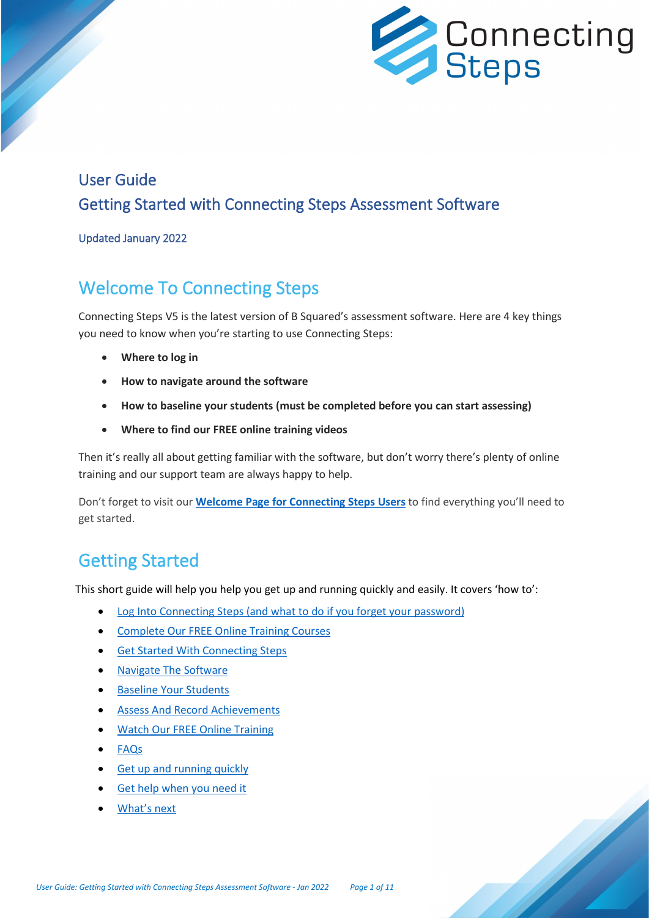# User Guide

## Getting Started with Connecting Steps Assessment Software

Updated January 2022

## Welcome To Connecting Steps

Connecting Steps V5 is the latest version of B Squared's assessment software. Here are 4 key things you need to know when you're starting to use Connecting Steps:

- **Where to log in**
- **How to navigate around the software**
- **How to baseline your students (must be completed before you can start assessing)**
- **Where to find our FREE online training videos**

Then it's really all about getting familiar with the software, but don't worry there's plenty of online training and our support team are always happy to help.

Don't forget to visit our **Welcome Page for Connecting Steps Users** to find everything you'll need to get started.

## Getting Started

This short guide will help you help you get up and running quickly and easily. It covers 'how to':

- Log Into Connecting Steps (and what to do if you forget your password)
- Complete Our FREE Online Training Courses
- Get Started With Connecting Steps
- Navigate The Software
- Baseline Your Students
- Assess And Record Achievements
- Watch Our FREE Online Training
- FAQs
- Get up and running quickly
- Get help when you need it
- What's next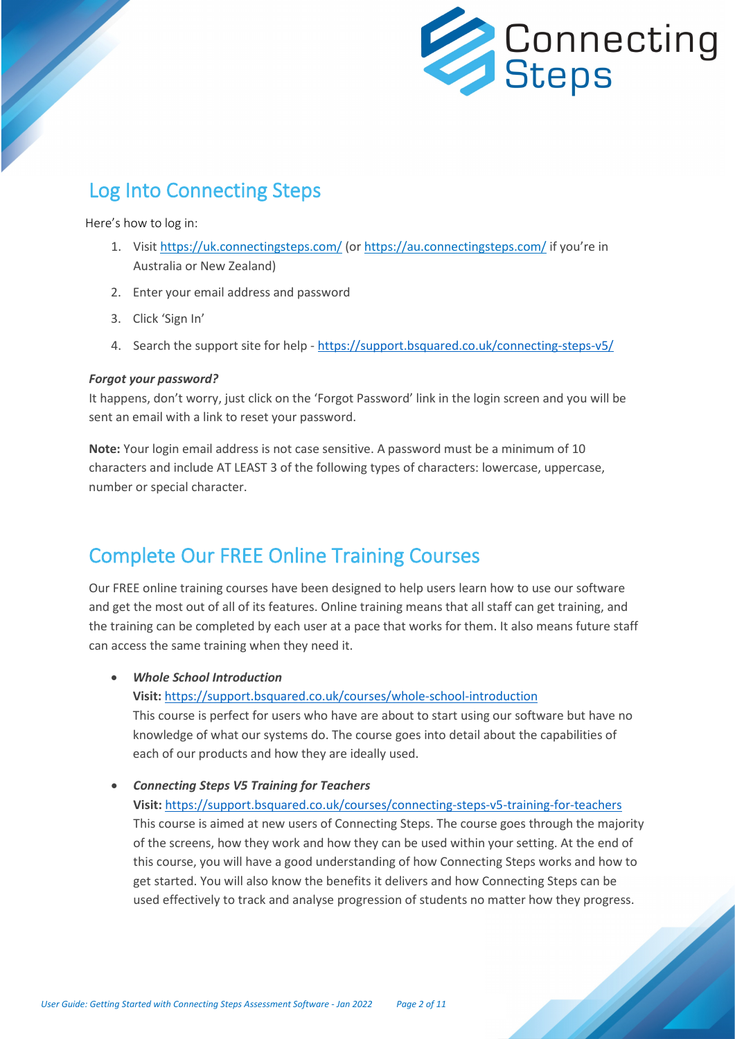## Log Into Connecting Steps

Here's how to log in:

1. Visit https://uk.connectingsteps.com/ (or https://au.connectingsteps.com/ if you're in Australia or New Zealand)
2. Enter your email address and password
3. Click 'Sign In'
4. Search the support site for help - https://support.bsquared.co.uk/connecting-steps-v5/

***Forgot your password?***

It happens, don't worry, just click on the 'Forgot Password' link in the login screen and you will be sent an email with a link to reset your password.

**Note:** Your login email address is not case sensitive. A password must be a minimum of 10 characters and include AT LEAST 3 of the following types of characters: lowercase, uppercase, number or special character.

## Complete Our FREE Online Training Courses

Our FREE online training courses have been designed to help users learn how to use our software and get the most out of all of its features. Online training means that all staff can get training, and the training can be completed by each user at a pace that works for them. It also means future staff can access the same training when they need it.

- ***Whole School Introduction***
  **Visit:** https://support.bsquared.co.uk/courses/whole-school-introduction
  This course is perfect for users who have are about to start using our software but have no knowledge of what our systems do. The course goes into detail about the capabilities of each of our products and how they are ideally used.

- ***Connecting Steps V5 Training for Teachers***
  **Visit:** https://support.bsquared.co.uk/courses/connecting-steps-v5-training-for-teachers
  This course is aimed at new users of Connecting Steps. The course goes through the majority of the screens, how they work and how they can be used within your setting. At the end of this course, you will have a good understanding of how Connecting Steps works and how to get started. You will also know the benefits it delivers and how Connecting Steps can be used effectively to track and analyse progression of students no matter how they progress.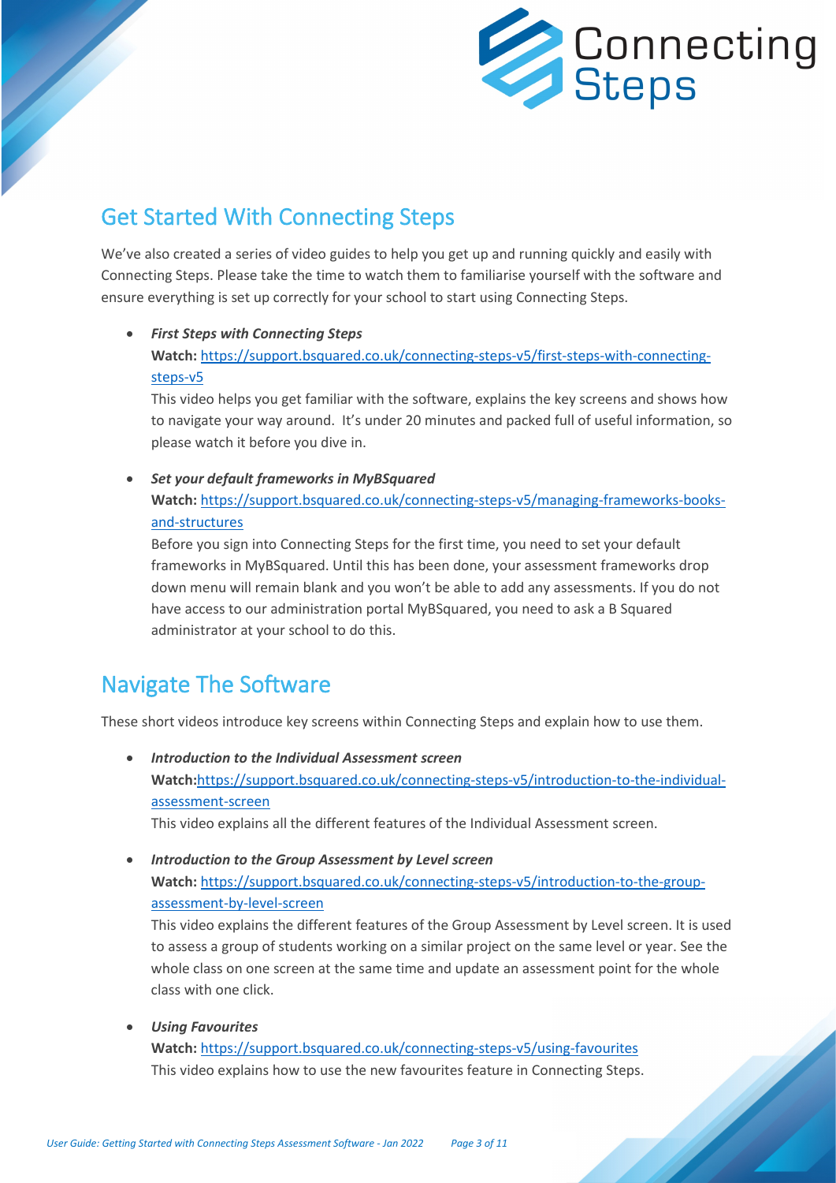## Get Started With Connecting Steps

We've also created a series of video guides to help you get up and running quickly and easily with Connecting Steps. Please take the time to watch them to familiarise yourself with the software and ensure everything is set up correctly for your school to start using Connecting Steps.

- ***First Steps with Connecting Steps***
  **Watch:** https://support.bsquared.co.uk/connecting-steps-v5/first-steps-with-connecting-steps-v5
  This video helps you get familiar with the software, explains the key screens and shows how to navigate your way around. It's under 20 minutes and packed full of useful information, so please watch it before you dive in.

- ***Set your default frameworks in MyBSquared***
  **Watch:** https://support.bsquared.co.uk/connecting-steps-v5/managing-frameworks-books-and-structures
  Before you sign into Connecting Steps for the first time, you need to set your default frameworks in MyBSquared. Until this has been done, your assessment frameworks drop down menu will remain blank and you won't be able to add any assessments. If you do not have access to our administration portal MyBSquared, you need to ask a B Squared administrator at your school to do this.

## Navigate The Software

These short videos introduce key screens within Connecting Steps and explain how to use them.

- ***Introduction to the Individual Assessment screen***
  **Watch:** https://support.bsquared.co.uk/connecting-steps-v5/introduction-to-the-individual-assessment-screen
  This video explains all the different features of the Individual Assessment screen.

- ***Introduction to the Group Assessment by Level screen***
  **Watch:** https://support.bsquared.co.uk/connecting-steps-v5/introduction-to-the-group-assessment-by-level-screen
  This video explains the different features of the Group Assessment by Level screen. It is used to assess a group of students working on a similar project on the same level or year. See the whole class on one screen at the same time and update an assessment point for the whole class with one click.

- ***Using Favourites***
  **Watch:** https://support.bsquared.co.uk/connecting-steps-v5/using-favourites
  This video explains how to use the new favourites feature in Connecting Steps.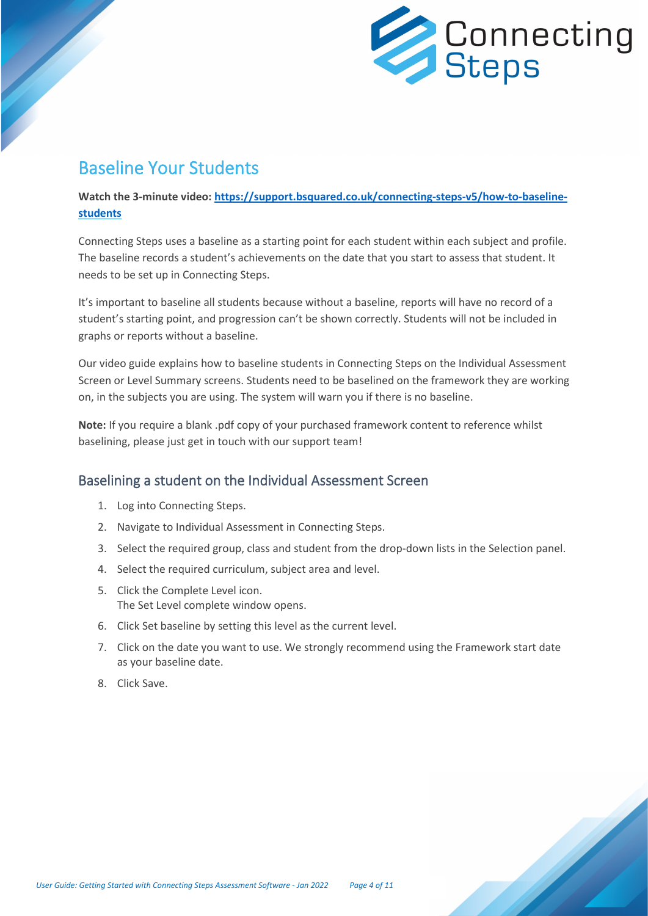# Baseline Your Students

**Watch the 3-minute video: [https://support.bsquared.co.uk/connecting-steps-v5/how-to-baseline-students](https://support.bsquared.co.uk/connecting-steps-v5/how-to-baseline-students)**

Connecting Steps uses a baseline as a starting point for each student within each subject and profile. The baseline records a student's achievements on the date that you start to assess that student. It needs to be set up in Connecting Steps.

It's important to baseline all students because without a baseline, reports will have no record of a student's starting point, and progression can't be shown correctly. Students will not be included in graphs or reports without a baseline.

Our video guide explains how to baseline students in Connecting Steps on the Individual Assessment Screen or Level Summary screens. Students need to be baselined on the framework they are working on, in the subjects you are using. The system will warn you if there is no baseline.

**Note:** If you require a blank .pdf copy of your purchased framework content to reference whilst baselining, please just get in touch with our support team!

## Baselining a student on the Individual Assessment Screen

1. Log into Connecting Steps.
2. Navigate to Individual Assessment in Connecting Steps.
3. Select the required group, class and student from the drop-down lists in the Selection panel.
4. Select the required curriculum, subject area and level.
5. Click the Complete Level icon.
   The Set Level complete window opens.
6. Click Set baseline by setting this level as the current level.
7. Click on the date you want to use. We strongly recommend using the Framework start date as your baseline date.
8. Click Save.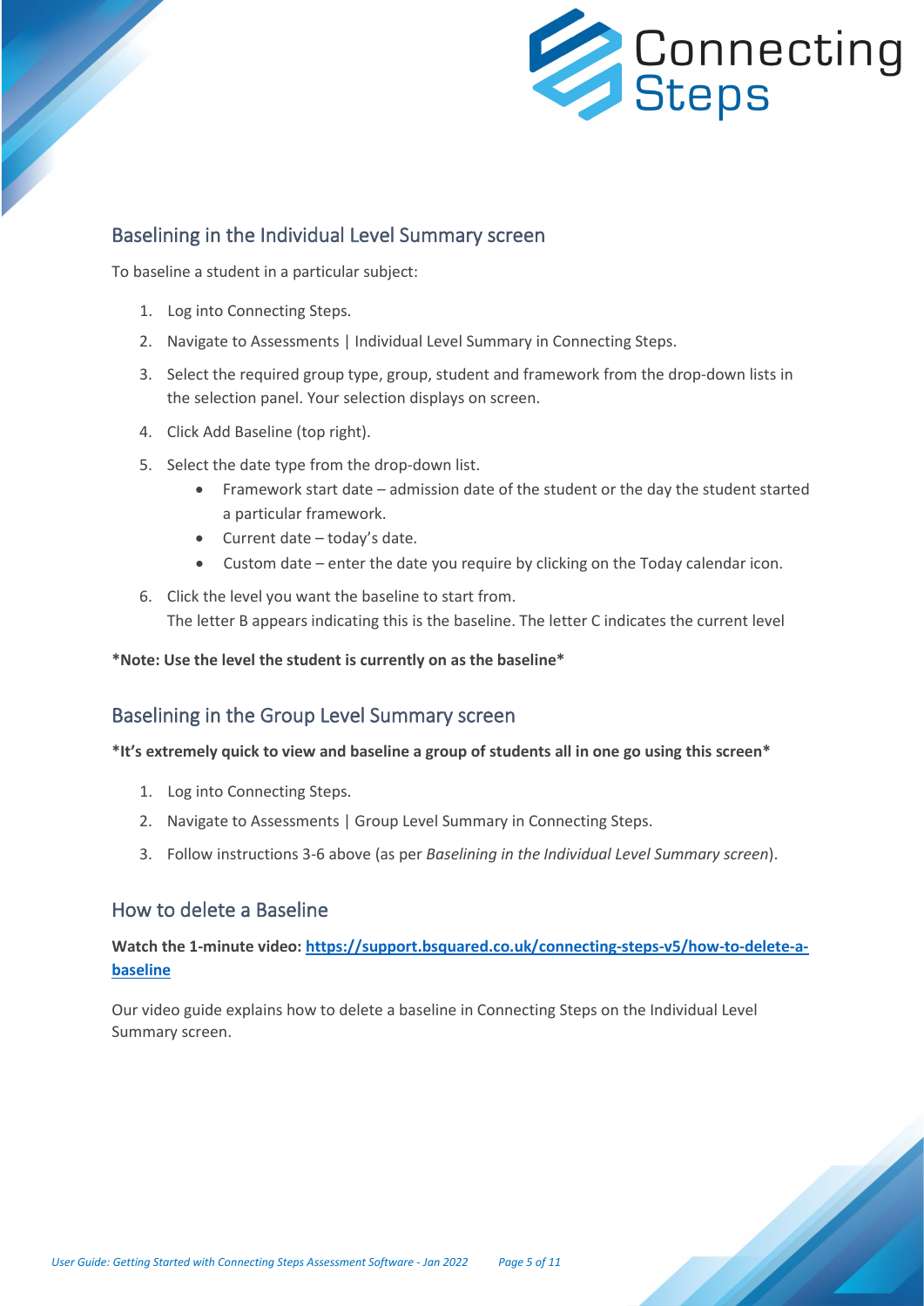## Baselining in the Individual Level Summary screen

To baseline a student in a particular subject:

1. Log into Connecting Steps.
2. Navigate to Assessments | Individual Level Summary in Connecting Steps.
3. Select the required group type, group, student and framework from the drop-down lists in the selection panel. Your selection displays on screen.
4. Click Add Baseline (top right).
5. Select the date type from the drop-down list.
    - Framework start date – admission date of the student or the day the student started a particular framework.
    - Current date – today's date.
    - Custom date – enter the date you require by clicking on the Today calendar icon.
6. Click the level you want the baseline to start from.
   The letter B appears indicating this is the baseline. The letter C indicates the current level

**\*Note: Use the level the student is currently on as the baseline\***

## Baselining in the Group Level Summary screen

**\*It's extremely quick to view and baseline a group of students all in one go using this screen\***

1. Log into Connecting Steps.
2. Navigate to Assessments | Group Level Summary in Connecting Steps.
3. Follow instructions 3-6 above (as per *Baselining in the Individual Level Summary screen*).

## How to delete a Baseline

**Watch the 1-minute video: [https://support.bsquared.co.uk/connecting-steps-v5/how-to-delete-a-baseline](https://support.bsquared.co.uk/connecting-steps-v5/how-to-delete-a-baseline)**

Our video guide explains how to delete a baseline in Connecting Steps on the Individual Level Summary screen.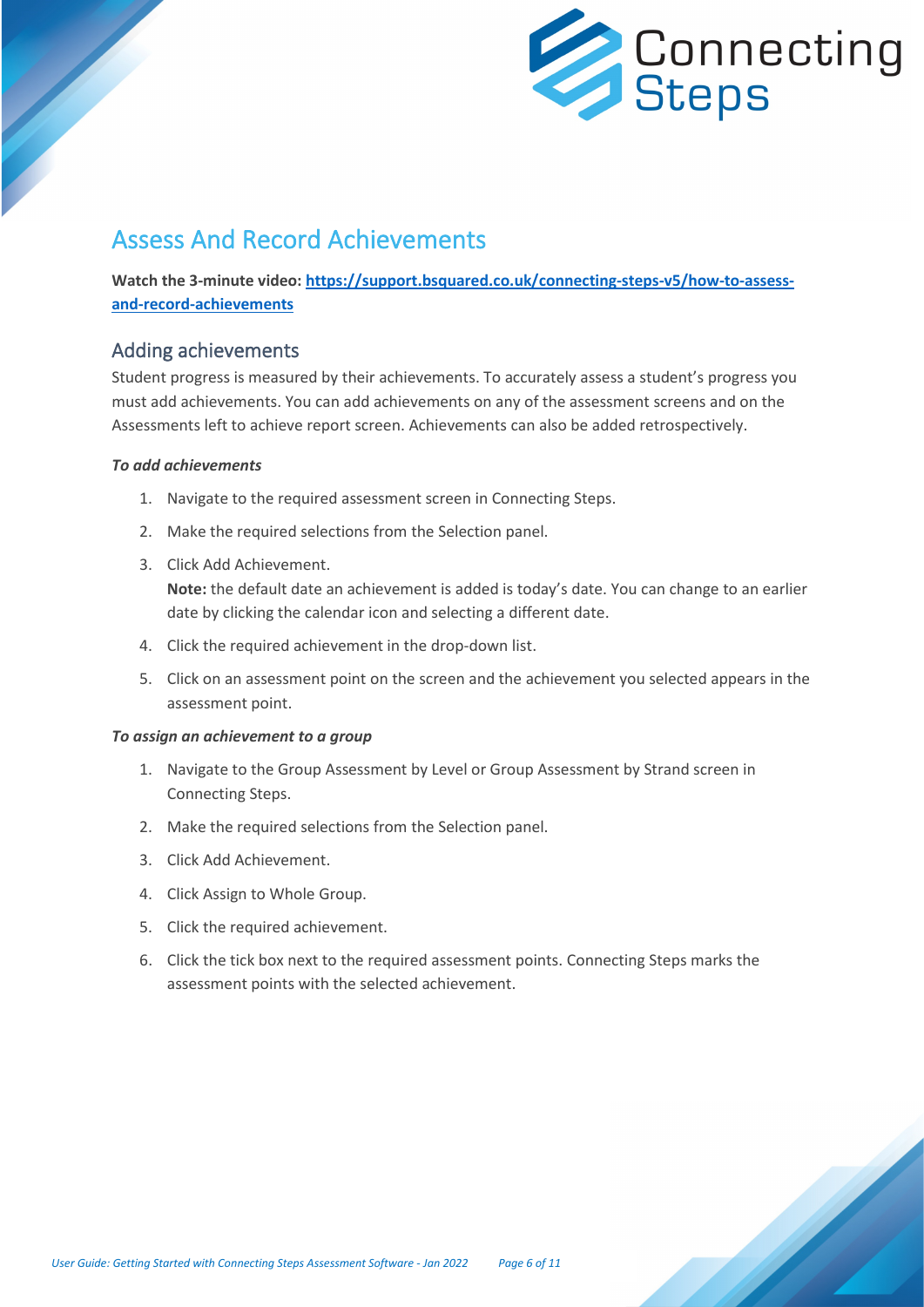# Assess And Record Achievements

**Watch the 3-minute video: [https://support.bsquared.co.uk/connecting-steps-v5/how-to-assess-and-record-achievements](https://support.bsquared.co.uk/connecting-steps-v5/how-to-assess-and-record-achievements)**

## Adding achievements

Student progress is measured by their achievements. To accurately assess a student's progress you must add achievements. You can add achievements on any of the assessment screens and on the Assessments left to achieve report screen. Achievements can also be added retrospectively.

***To add achievements***

1. Navigate to the required assessment screen in Connecting Steps.
2. Make the required selections from the Selection panel.
3. Click Add Achievement.
   **Note:** the default date an achievement is added is today's date. You can change to an earlier date by clicking the calendar icon and selecting a different date.
4. Click the required achievement in the drop-down list.
5. Click on an assessment point on the screen and the achievement you selected appears in the assessment point.

***To assign an achievement to a group***

1. Navigate to the Group Assessment by Level or Group Assessment by Strand screen in Connecting Steps.
2. Make the required selections from the Selection panel.
3. Click Add Achievement.
4. Click Assign to Whole Group.
5. Click the required achievement.
6. Click the tick box next to the required assessment points. Connecting Steps marks the assessment points with the selected achievement.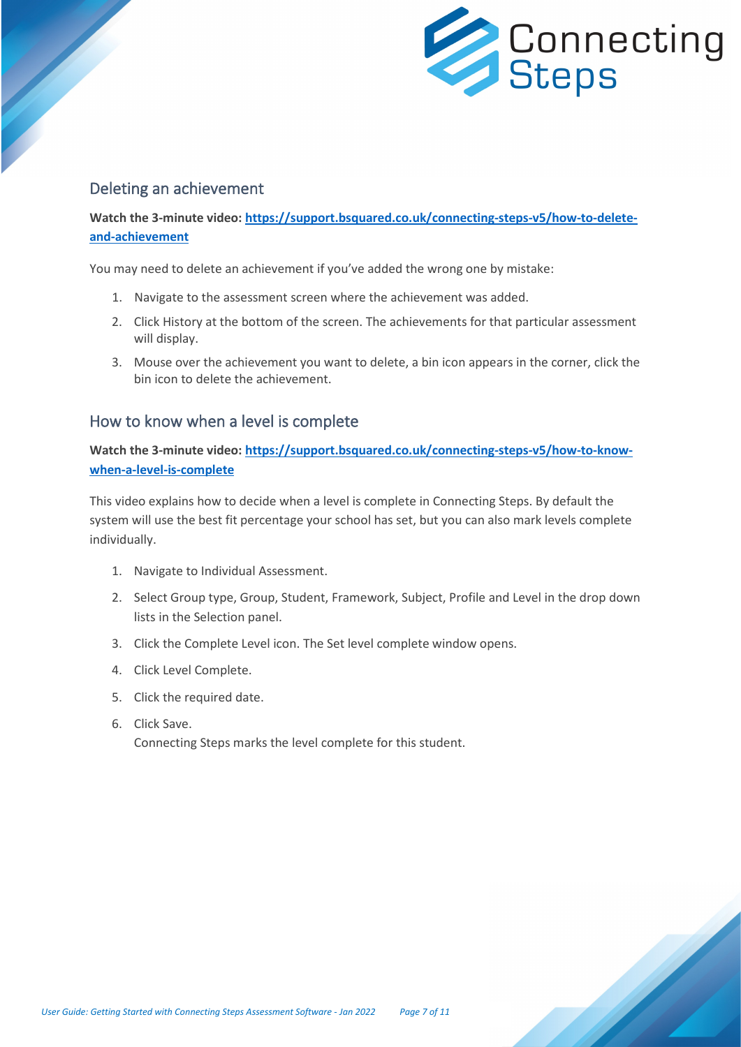## Deleting an achievement

**Watch the 3-minute video: [https://support.bsquared.co.uk/connecting-steps-v5/how-to-delete-and-achievement](https://support.bsquared.co.uk/connecting-steps-v5/how-to-delete-and-achievement)**

You may need to delete an achievement if you've added the wrong one by mistake:

1. Navigate to the assessment screen where the achievement was added.
2. Click History at the bottom of the screen. The achievements for that particular assessment will display.
3. Mouse over the achievement you want to delete, a bin icon appears in the corner, click the bin icon to delete the achievement.

## How to know when a level is complete

**Watch the 3-minute video: [https://support.bsquared.co.uk/connecting-steps-v5/how-to-know-when-a-level-is-complete](https://support.bsquared.co.uk/connecting-steps-v5/how-to-know-when-a-level-is-complete)**

This video explains how to decide when a level is complete in Connecting Steps. By default the system will use the best fit percentage your school has set, but you can also mark levels complete individually.

1. Navigate to Individual Assessment.
2. Select Group type, Group, Student, Framework, Subject, Profile and Level in the drop down lists in the Selection panel.
3. Click the Complete Level icon. The Set level complete window opens.
4. Click Level Complete.
5. Click the required date.
6. Click Save.
   Connecting Steps marks the level complete for this student.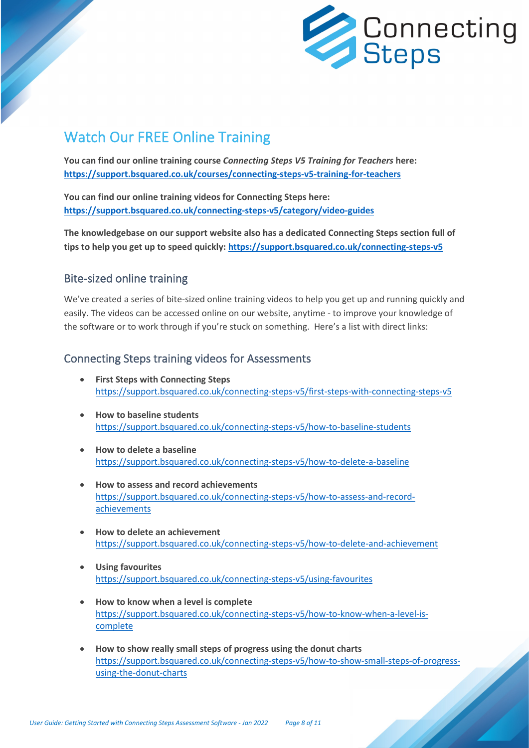# Watch Our FREE Online Training

**You can find our online training course *Connecting Steps V5 Training for Teachers* here:** **https://support.bsquared.co.uk/courses/connecting-steps-v5-training-for-teachers**

**You can find our online training videos for Connecting Steps here:** **https://support.bsquared.co.uk/connecting-steps-v5/category/video-guides**

**The knowledgebase on our support website also has a dedicated Connecting Steps section full of tips to help you get up to speed quickly: https://support.bsquared.co.uk/connecting-steps-v5**

## Bite-sized online training

We've created a series of bite-sized online training videos to help you get up and running quickly and easily. The videos can be accessed online on our website, anytime - to improve your knowledge of the software or to work through if you're stuck on something. Here's a list with direct links:

## Connecting Steps training videos for Assessments

- **First Steps with Connecting Steps**
  https://support.bsquared.co.uk/connecting-steps-v5/first-steps-with-connecting-steps-v5
- **How to baseline students**
  https://support.bsquared.co.uk/connecting-steps-v5/how-to-baseline-students
- **How to delete a baseline**
  https://support.bsquared.co.uk/connecting-steps-v5/how-to-delete-a-baseline
- **How to assess and record achievements**
  https://support.bsquared.co.uk/connecting-steps-v5/how-to-assess-and-record-achievements
- **How to delete an achievement**
  https://support.bsquared.co.uk/connecting-steps-v5/how-to-delete-and-achievement
- **Using favourites**
  https://support.bsquared.co.uk/connecting-steps-v5/using-favourites
- **How to know when a level is complete**
  https://support.bsquared.co.uk/connecting-steps-v5/how-to-know-when-a-level-is-complete
- **How to show really small steps of progress using the donut charts**
  https://support.bsquared.co.uk/connecting-steps-v5/how-to-show-small-steps-of-progress-using-the-donut-charts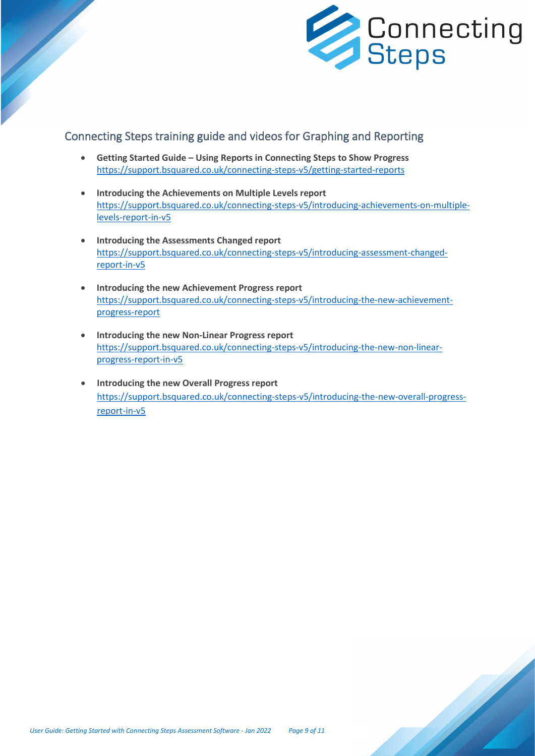## Connecting Steps training guide and videos for Graphing and Reporting

- **Getting Started Guide – Using Reports in Connecting Steps to Show Progress**
  https://support.bsquared.co.uk/connecting-steps-v5/getting-started-reports

- **Introducing the Achievements on Multiple Levels report**
  https://support.bsquared.co.uk/connecting-steps-v5/introducing-achievements-on-multiple-levels-report-in-v5

- **Introducing the Assessments Changed report**
  https://support.bsquared.co.uk/connecting-steps-v5/introducing-assessment-changed-report-in-v5

- **Introducing the new Achievement Progress report**
  https://support.bsquared.co.uk/connecting-steps-v5/introducing-the-new-achievement-progress-report

- **Introducing the new Non-Linear Progress report**
  https://support.bsquared.co.uk/connecting-steps-v5/introducing-the-new-non-linear-progress-report-in-v5

- **Introducing the new Overall Progress report**
  https://support.bsquared.co.uk/connecting-steps-v5/introducing-the-new-overall-progress-report-in-v5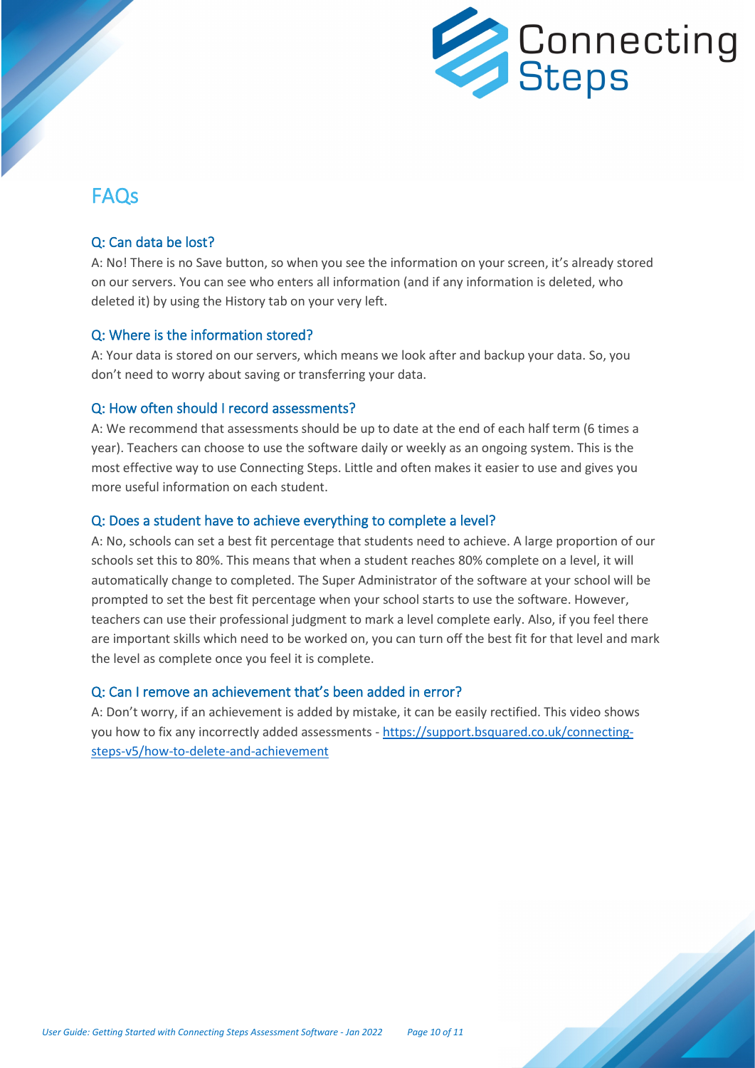# FAQs

### Q: Can data be lost?

A: No! There is no Save button, so when you see the information on your screen, it's already stored on our servers. You can see who enters all information (and if any information is deleted, who deleted it) by using the History tab on your very left.

### Q: Where is the information stored?

A: Your data is stored on our servers, which means we look after and backup your data. So, you don't need to worry about saving or transferring your data.

### Q: How often should I record assessments?

A: We recommend that assessments should be up to date at the end of each half term (6 times a year). Teachers can choose to use the software daily or weekly as an ongoing system. This is the most effective way to use Connecting Steps. Little and often makes it easier to use and gives you more useful information on each student.

### Q: Does a student have to achieve everything to complete a level?

A: No, schools can set a best fit percentage that students need to achieve. A large proportion of our schools set this to 80%. This means that when a student reaches 80% complete on a level, it will automatically change to completed. The Super Administrator of the software at your school will be prompted to set the best fit percentage when your school starts to use the software. However, teachers can use their professional judgment to mark a level complete early. Also, if you feel there are important skills which need to be worked on, you can turn off the best fit for that level and mark the level as complete once you feel it is complete.

### Q: Can I remove an achievement that's been added in error?

A: Don't worry, if an achievement is added by mistake, it can be easily rectified. This video shows you how to fix any incorrectly added assessments - [https://support.bsquared.co.uk/connecting-steps-v5/how-to-delete-and-achievement](https://support.bsquared.co.uk/connecting-steps-v5/how-to-delete-and-achievement)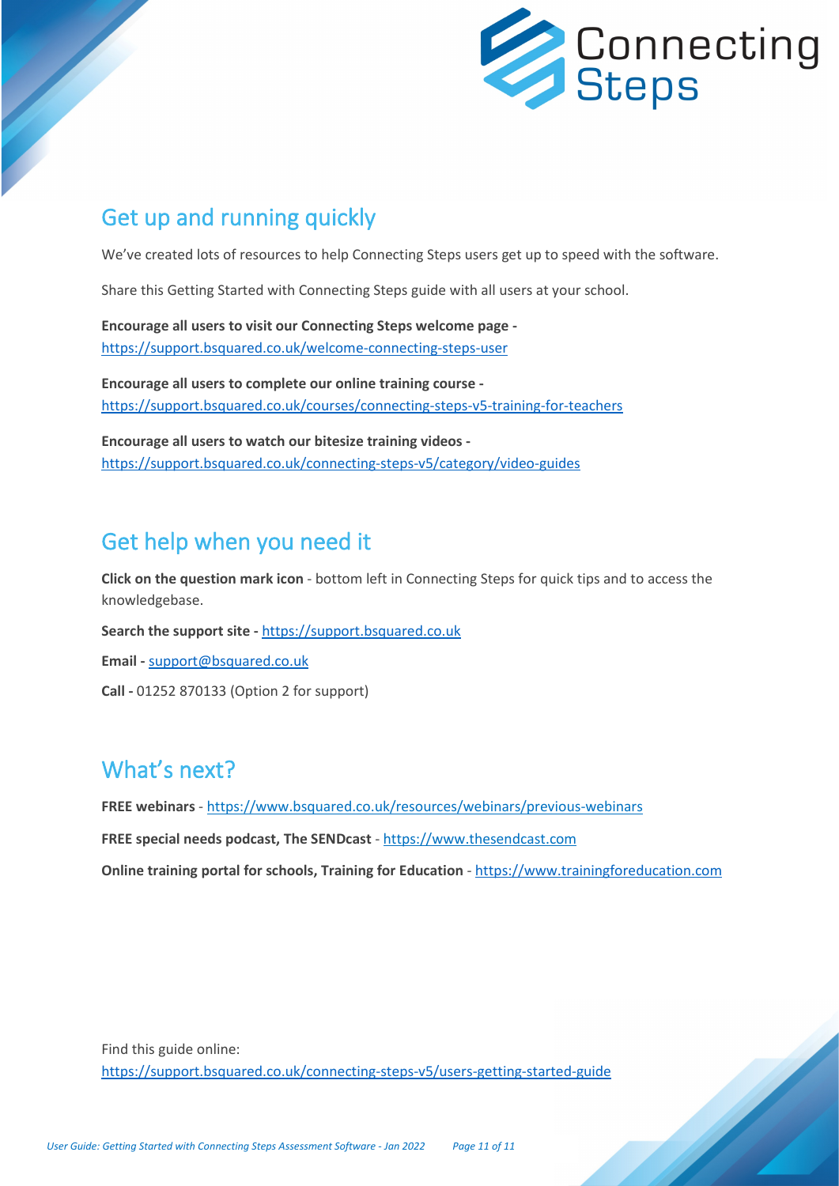## Get up and running quickly

We've created lots of resources to help Connecting Steps users get up to speed with the software.

Share this Getting Started with Connecting Steps guide with all users at your school.

**Encourage all users to visit our Connecting Steps welcome page -**
https://support.bsquared.co.uk/welcome-connecting-steps-user

**Encourage all users to complete our online training course -**
https://support.bsquared.co.uk/courses/connecting-steps-v5-training-for-teachers

**Encourage all users to watch our bitesize training videos -**
https://support.bsquared.co.uk/connecting-steps-v5/category/video-guides

## Get help when you need it

**Click on the question mark icon** - bottom left in Connecting Steps for quick tips and to access the knowledgebase.

**Search the support site -** https://support.bsquared.co.uk

**Email -** support@bsquared.co.uk

**Call -** 01252 870133 (Option 2 for support)

## What's next?

**FREE webinars** - https://www.bsquared.co.uk/resources/webinars/previous-webinars

**FREE special needs podcast, The SENDcast** - https://www.thesendcast.com

**Online training portal for schools, Training for Education** - https://www.trainingforeducation.com

Find this guide online:
https://support.bsquared.co.uk/connecting-steps-v5/users-getting-started-guide